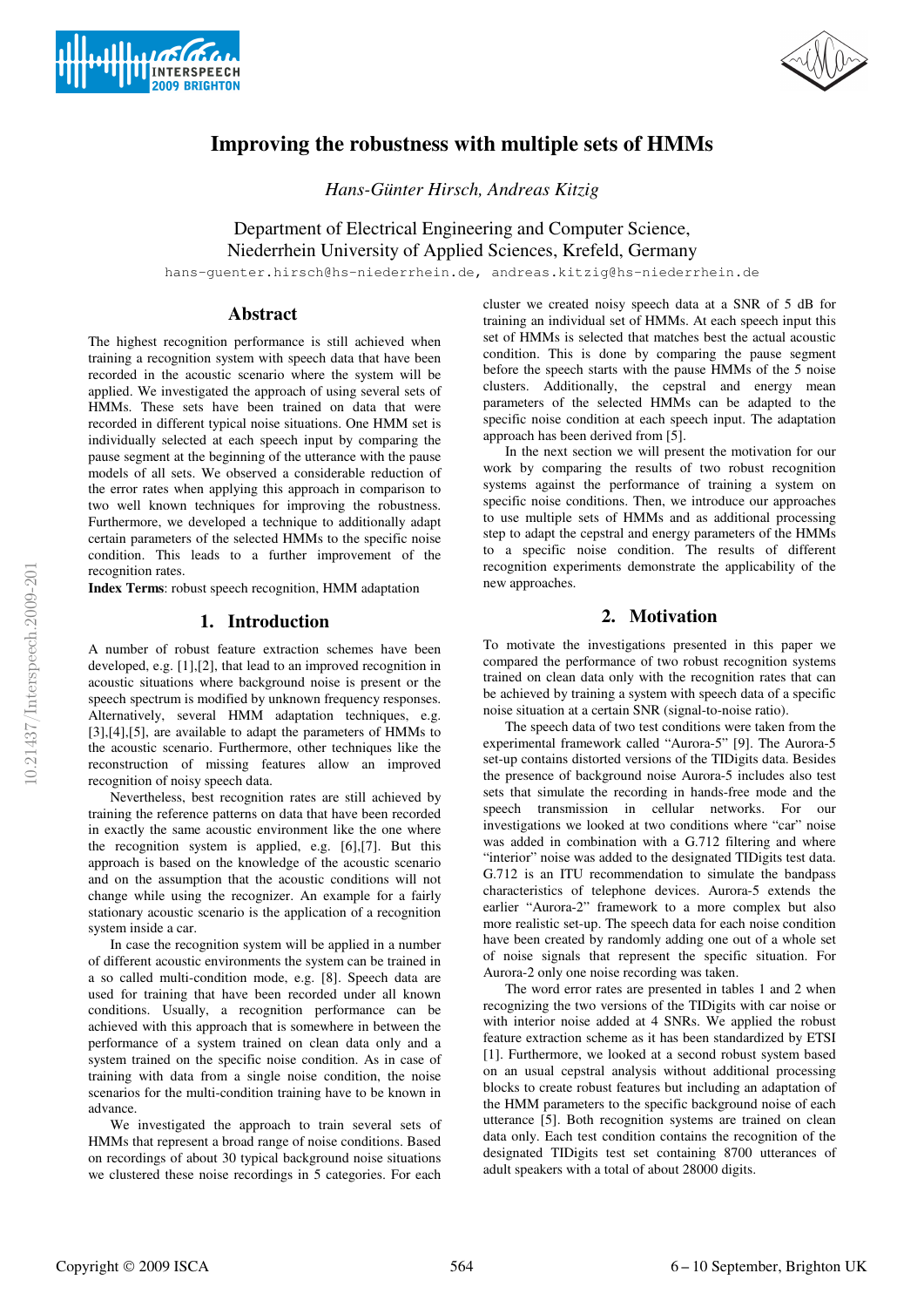# Improving the robustness with multiple sets of HMMs

*Hans-Günter Hirsch, Andreas Kitzig*

Department of Electrical Engineering and Computer Science,
Niederrhein University of Applied Sciences, Krefeld, Germany

hans-guenter.hirsch@hs-niederrhein.de, andreas.kitzig@hs-niederrhein.de

## Abstract

The highest recognition performance is still achieved when training a recognition system with speech data that have been recorded in the acoustic scenario where the system will be applied. We investigated the approach of using several sets of HMMs. These sets have been trained on data that were recorded in different typical noise situations. One HMM set is individually selected at each speech input by comparing the pause segment at the beginning of the utterance with the pause models of all sets. We observed a considerable reduction of the error rates when applying this approach in comparison to two well known techniques for improving the robustness. Furthermore, we developed a technique to additionally adapt certain parameters of the selected HMMs to the specific noise condition. This leads to a further improvement of the recognition rates.

**Index Terms**: robust speech recognition, HMM adaptation

## 1. Introduction

A number of robust feature extraction schemes have been developed, e.g. [1],[2], that lead to an improved recognition in acoustic situations where background noise is present or the speech spectrum is modified by unknown frequency responses. Alternatively, several HMM adaptation techniques, e.g. [3],[4],[5], are available to adapt the parameters of HMMs to the acoustic scenario. Furthermore, other techniques like the reconstruction of missing features allow an improved recognition of noisy speech data.

Nevertheless, best recognition rates are still achieved by training the reference patterns on data that have been recorded in exactly the same acoustic environment like the one where the recognition system is applied, e.g. [6],[7]. But this approach is based on the knowledge of the acoustic scenario and on the assumption that the acoustic conditions will not change while using the recognizer. An example for a fairly stationary acoustic scenario is the application of a recognition system inside a car.

In case the recognition system will be applied in a number of different acoustic environments the system can be trained in a so called multi-condition mode, e.g. [8]. Speech data are used for training that have been recorded under all known conditions. Usually, a recognition performance can be achieved with this approach that is somewhere in between the performance of a system trained on clean data only and a system trained on the specific noise condition. As in case of training with data from a single noise condition, the noise scenarios for the multi-condition training have to be known in advance.

We investigated the approach to train several sets of HMMs that represent a broad range of noise conditions. Based on recordings of about 30 typical background noise situations we clustered these noise recordings in 5 categories. For each cluster we created noisy speech data at a SNR of 5 dB for training an individual set of HMMs. At each speech input this set of HMMs is selected that matches best the actual acoustic condition. This is done by comparing the pause segment before the speech starts with the pause HMMs of the 5 noise clusters. Additionally, the cepstral and energy mean parameters of the selected HMMs can be adapted to the specific noise condition at each speech input. The adaptation approach has been derived from [5].

In the next section we will present the motivation for our work by comparing the results of two robust recognition systems against the performance of training a system on specific noise conditions. Then, we introduce our approaches to use multiple sets of HMMs and as additional processing step to adapt the cepstral and energy parameters of the HMMs to a specific noise condition. The results of different recognition experiments demonstrate the applicability of the new approaches.

## 2. Motivation

To motivate the investigations presented in this paper we compared the performance of two robust recognition systems trained on clean data only with the recognition rates that can be achieved by training a system with speech data of a specific noise situation at a certain SNR (signal-to-noise ratio).

The speech data of two test conditions were taken from the experimental framework called "Aurora-5" [9]. The Aurora-5 set-up contains distorted versions of the TIDigits data. Besides the presence of background noise Aurora-5 includes also test sets that simulate the recording in hands-free mode and the speech transmission in cellular networks. For our investigations we looked at two conditions where "car" noise was added in combination with a G.712 filtering and where "interior" noise was added to the designated TIDigits test data. G.712 is an ITU recommendation to simulate the bandpass characteristics of telephone devices. Aurora-5 extends the earlier "Aurora-2" framework to a more complex but also more realistic set-up. The speech data for each noise condition have been created by randomly adding one out of a whole set of noise signals that represent the specific situation. For Aurora-2 only one noise recording was taken.

The word error rates are presented in tables 1 and 2 when recognizing the two versions of the TIDigits with car noise or with interior noise added at 4 SNRs. We applied the robust feature extraction scheme as it has been standardized by ETSI [1]. Furthermore, we looked at a second robust system based on an usual cepstral analysis without additional processing blocks to create robust features but including an adaptation of the HMM parameters to the specific background noise of each utterance [5]. Both recognition systems are trained on clean data only. Each test condition contains the recognition of the designated TIDigits test set containing 8700 utterances of adult speakers with a total of about 28000 digits.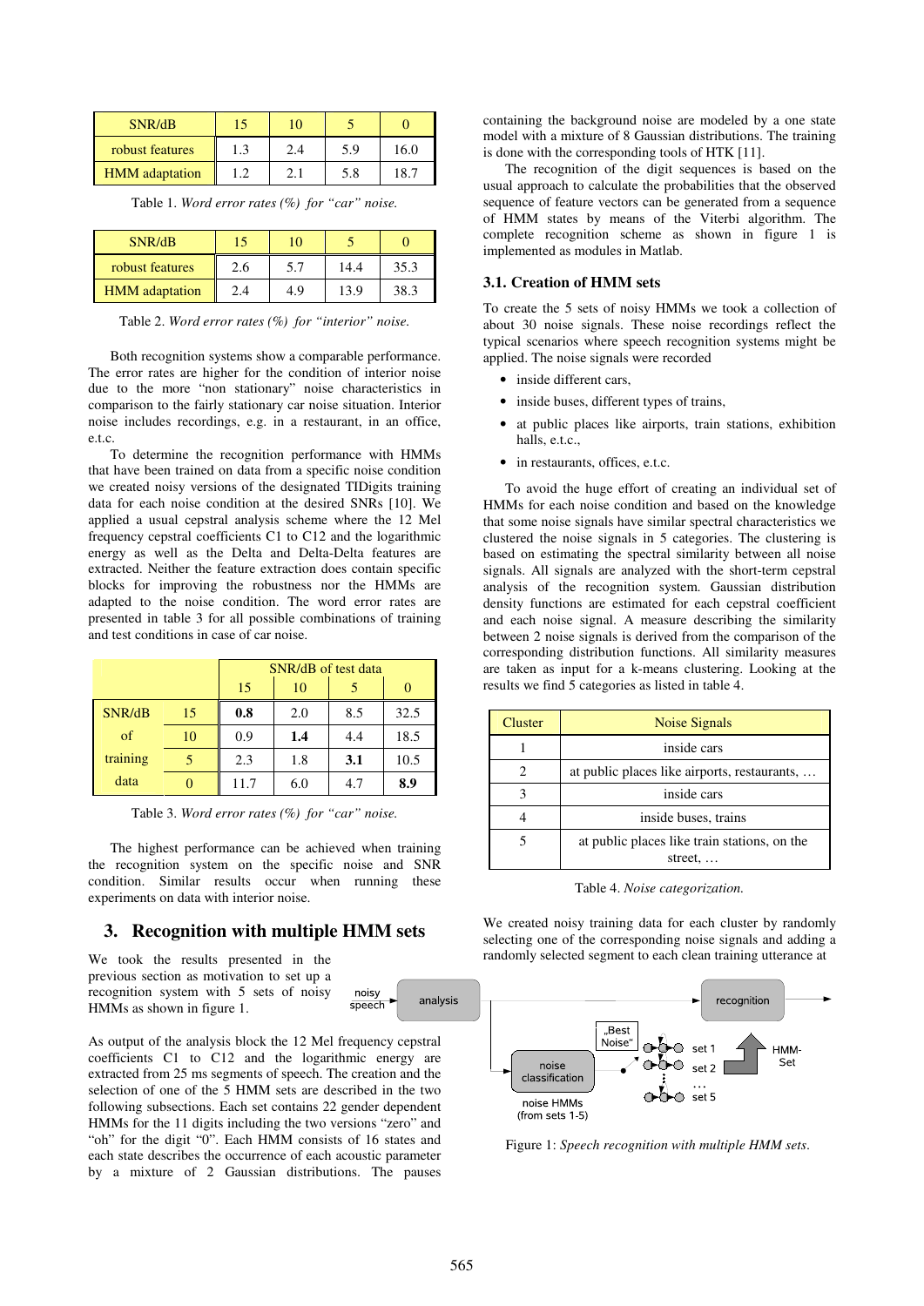| SNR/dB | 15 | 10 | 5 | 0 |
|---|---|---|---|---|
| robust features | 1.3 | 2.4 | 5.9 | 16.0 |
| HMM adaptation | 1.2 | 2.1 | 5.8 | 18.7 |

Table 1. *Word error rates (%) for "car" noise.*

| SNR/dB | 15 | 10 | 5 | 0 |
|---|---|---|---|---|
| robust features | 2.6 | 5.7 | 14.4 | 35.3 |
| HMM adaptation | 2.4 | 4.9 | 13.9 | 38.3 |

Table 2. *Word error rates (%) for "interior" noise.*

Both recognition systems show a comparable performance. The error rates are higher for the condition of interior noise due to the more "non stationary" noise characteristics in comparison to the fairly stationary car noise situation. Interior noise includes recordings, e.g. in a restaurant, in an office, e.t.c.

To determine the recognition performance with HMMs that have been trained on data from a specific noise condition we created noisy versions of the designated TIDigits training data for each noise condition at the desired SNRs [10]. We applied a usual cepstral analysis scheme where the 12 Mel frequency cepstral coefficients C1 to C12 and the logarithmic energy as well as the Delta and Delta-Delta features are extracted. Neither the feature extraction does contain specific blocks for improving the robustness nor the HMMs are adapted to the noise condition. The word error rates are presented in table 3 for all possible combinations of training and test conditions in case of car noise.

| | | SNR/dB of test data | | | |
|---|---|---|---|---|---|
| | | 15 | 10 | 5 | 0 |
| SNR/dB of training data | 15 | **0.8** | 2.0 | 8.5 | 32.5 |
| | 10 | 0.9 | **1.4** | 4.4 | 18.5 |
| | 5 | 2.3 | 1.8 | **3.1** | 10.5 |
| | 0 | 11.7 | 6.0 | 4.7 | **8.9** |

Table 3. *Word error rates (%) for "car" noise.*

The highest performance can be achieved when training the recognition system on the specific noise and SNR condition. Similar results occur when running these experiments on data with interior noise.

## 3. Recognition with multiple HMM sets

We took the results presented in the previous section as motivation to set up a recognition system with 5 sets of noisy HMMs as shown in figure 1.

As output of the analysis block the 12 Mel frequency cepstral coefficients C1 to C12 and the logarithmic energy are extracted from 25 ms segments of speech. The creation and the selection of one of the 5 HMM sets are described in the two following subsections. Each set contains 22 gender dependent HMMs for the 11 digits including the two versions "zero" and "oh" for the digit "0". Each HMM consists of 16 states and each state describes the occurrence of each acoustic parameter by a mixture of 2 Gaussian distributions. The pauses containing the background noise are modeled by a one state model with a mixture of 8 Gaussian distributions. The training is done with the corresponding tools of HTK [11].

The recognition of the digit sequences is based on the usual approach to calculate the probabilities that the observed sequence of feature vectors can be generated from a sequence of HMM states by means of the Viterbi algorithm. The complete recognition scheme as shown in figure 1 is implemented as modules in Matlab.

noisy speech → analysis → recognition; noise classification ("Best Noise") → set 1, set 2, … set 5 → HMM-Set; noise HMMs (from sets 1-5)

Figure 1: *Speech recognition with multiple HMM sets.*

### 3.1. Creation of HMM sets

To create the 5 sets of noisy HMMs we took a collection of about 30 noise signals. These noise recordings reflect the typical scenarios where speech recognition systems might be applied. The noise signals were recorded

- inside different cars,
- inside buses, different types of trains,
- at public places like airports, train stations, exhibition halls, e.t.c.,
- in restaurants, offices, e.t.c.

To avoid the huge effort of creating an individual set of HMMs for each noise condition and based on the knowledge that some noise signals have similar spectral characteristics we clustered the noise signals in 5 categories. The clustering is based on estimating the spectral similarity between all noise signals. All signals are analyzed with the short-term cepstral analysis of the recognition system. Gaussian distribution density functions are estimated for each cepstral coefficient and each noise signal. A measure describing the similarity between 2 noise signals is derived from the comparison of the corresponding distribution functions. All similarity measures are taken as input for a k-means clustering. Looking at the results we find 5 categories as listed in table 4.

| Cluster | Noise Signals |
|---|---|
| 1 | inside cars |
| 2 | at public places like airports, restaurants, … |
| 3 | inside cars |
| 4 | inside buses, trains |
| 5 | at public places like train stations, on the street, … |

Table 4. *Noise categorization.*

We created noisy training data for each cluster by randomly selecting one of the corresponding noise signals and adding a randomly selected segment to each clean training utterance at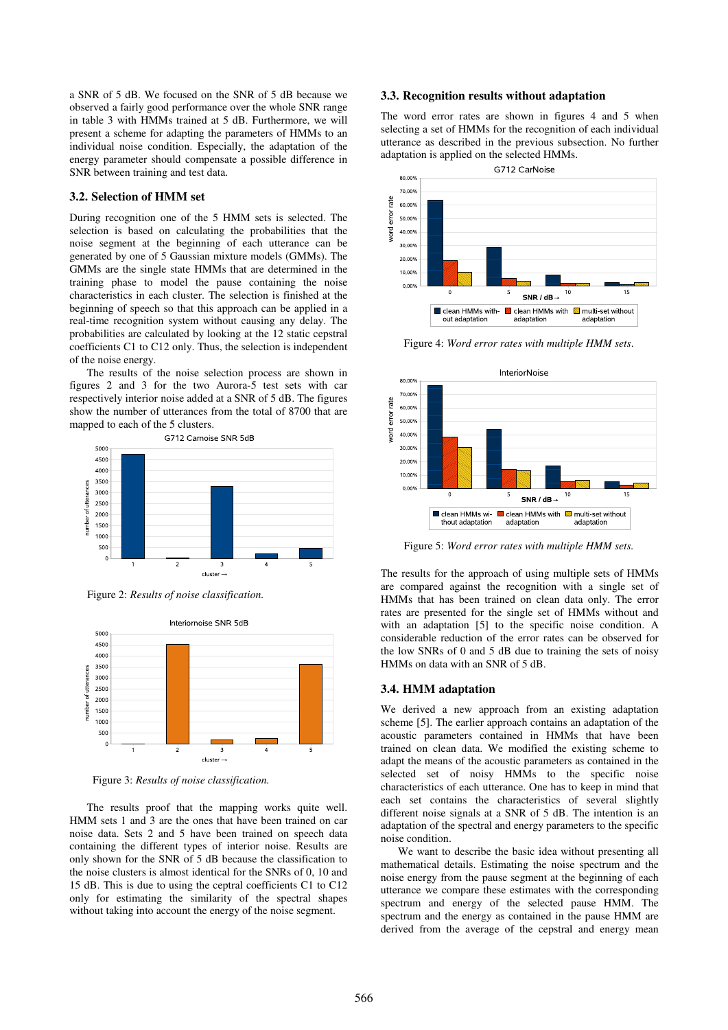a SNR of 5 dB. We focused on the SNR of 5 dB because we observed a fairly good performance over the whole SNR range in table 3 with HMMs trained at 5 dB. Furthermore, we will present a scheme for adapting the parameters of HMMs to an individual noise condition. Especially, the adaptation of the energy parameter should compensate a possible difference in SNR between training and test data.

### 3.2. Selection of HMM set

During recognition one of the 5 HMM sets is selected. The selection is based on calculating the probabilities that the noise segment at the beginning of each utterance can be generated by one of 5 Gaussian mixture models (GMMs). The GMMs are the single state HMMs that are determined in the training phase to model the pause containing the noise characteristics in each cluster. The selection is finished at the beginning of speech so that this approach can be applied in a real-time recognition system without causing any delay. The probabilities are calculated by looking at the 12 static cepstral coefficients C1 to C12 only. Thus, the selection is independent of the noise energy.

The results of the noise selection process are shown in figures 2 and 3 for the two Aurora-5 test sets with car respectively interior noise added at a SNR of 5 dB. The figures show the number of utterances from the total of 8700 that are mapped to each of the 5 clusters.

Figure 2: *Results of noise classification.*

Figure 3: *Results of noise classification.*

The results proof that the mapping works quite well. HMM sets 1 and 3 are the ones that have been trained on car noise data. Sets 2 and 5 have been trained on speech data containing the different types of interior noise. Results are only shown for the SNR of 5 dB because the classification to the noise clusters is almost identical for the SNRs of 0, 10 and 15 dB. This is due to using the ceptral coefficients C1 to C12 only for estimating the similarity of the spectral shapes without taking into account the energy of the noise segment.

### 3.3. Recognition results without adaptation

The word error rates are shown in figures 4 and 5 when selecting a set of HMMs for the recognition of each individual utterance as described in the previous subsection. No further adaptation is applied on the selected HMMs.

Figure 4: *Word error rates with multiple HMM sets.*

Figure 5: *Word error rates with multiple HMM sets.*

The results for the approach of using multiple sets of HMMs are compared against the recognition with a single set of HMMs that has been trained on clean data only. The error rates are presented for the single set of HMMs without and with an adaptation [5] to the specific noise condition. A considerable reduction of the error rates can be observed for the low SNRs of 0 and 5 dB due to training the sets of noisy HMMs on data with an SNR of 5 dB.

### 3.4. HMM adaptation

We derived a new approach from an existing adaptation scheme [5]. The earlier approach contains an adaptation of the acoustic parameters contained in HMMs that have been trained on clean data. We modified the existing scheme to adapt the means of the acoustic parameters as contained in the selected set of noisy HMMs to the specific noise characteristics of each utterance. One has to keep in mind that each set contains the characteristics of several slightly different noise signals at a SNR of 5 dB. The intention is an adaptation of the spectral and energy parameters to the specific noise condition.

We want to describe the basic idea without presenting all mathematical details. Estimating the noise spectrum and the noise energy from the pause segment at the beginning of each utterance we compare these estimates with the corresponding spectrum and energy of the selected pause HMM. The spectrum and the energy as contained in the pause HMM are derived from the average of the cepstral and energy mean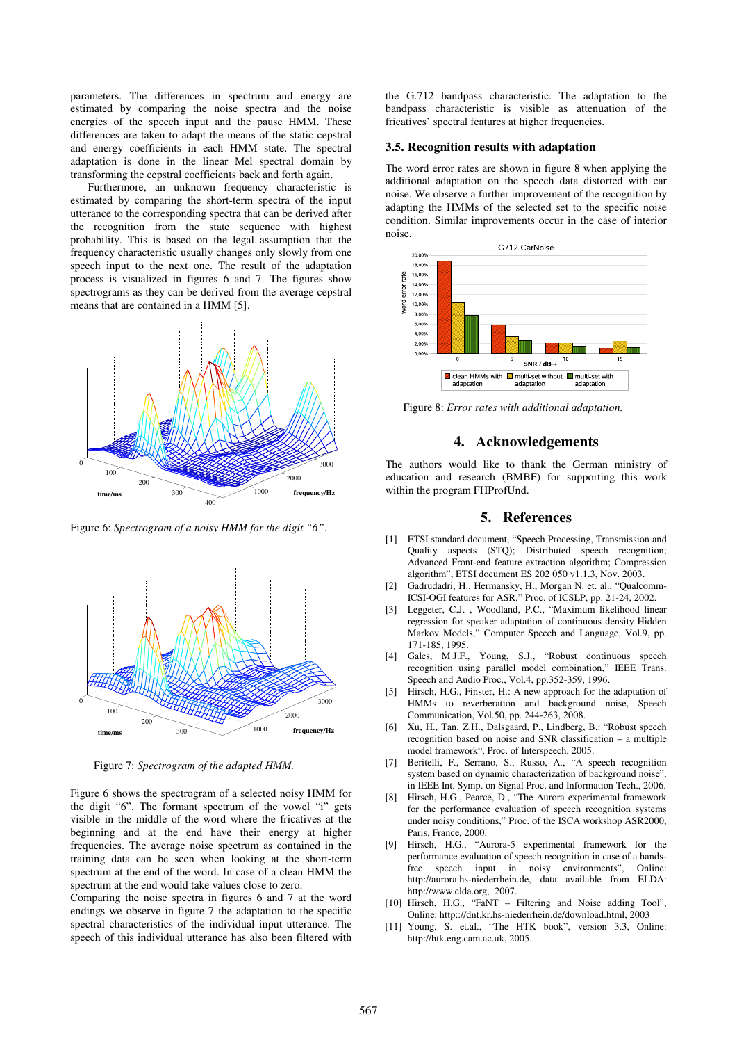parameters. The differences in spectrum and energy are estimated by comparing the noise spectra and the noise energies of the speech input and the pause HMM. These differences are taken to adapt the means of the static cepstral and energy coefficients in each HMM state. The spectral adaptation is done in the linear Mel spectral domain by transforming the cepstral coefficients back and forth again.

Furthermore, an unknown frequency characteristic is estimated by comparing the short-term spectra of the input utterance to the corresponding spectra that can be derived after the recognition from the state sequence with highest probability. This is based on the legal assumption that the frequency characteristic usually changes only slowly from one speech input to the next one. The result of the adaptation process is visualized in figures 6 and 7. The figures show spectrograms as they can be derived from the average cepstral means that are contained in a HMM [5].

0
100
200
300
400
time/ms
1000
2000
3000
frequency/Hz

Figure 6: *Spectrogram of a noisy HMM for the digit "6".*

0
100
200
300
time/ms
1000
2000
3000
frequency/Hz

Figure 7: *Spectrogram of the adapted HMM.*

Figure 6 shows the spectrogram of a selected noisy HMM for the digit "6". The formant spectrum of the vowel "i" gets visible in the middle of the word where the fricatives at the beginning and at the end have their energy at higher frequencies. The average noise spectrum as contained in the training data can be seen when looking at the short-term spectrum at the end of the word. In case of a clean HMM the spectrum at the end would take values close to zero.

Comparing the noise spectra in figures 6 and 7 at the word endings we observe in figure 7 the adaptation to the specific spectral characteristics of the individual input utterance. The speech of this individual utterance has also been filtered with the G.712 bandpass characteristic. The adaptation to the bandpass characteristic is visible as attenuation of the fricatives' spectral features at higher frequencies.

### 3.5. Recognition results with adaptation

The word error rates are shown in figure 8 when applying the additional adaptation on the speech data distorted with car noise. We observe a further improvement of the recognition by adapting the HMMs of the selected set to the specific noise condition. Similar improvements occur in the case of interior noise.

G712 CarNoise
word error rate
20,00%
18,00%
16,00%
14,00%
12,00%
10,00%
8,00%
6,00%
4,00%
2,00%
0,00%
0
5
10
15
SNR / dB →
clean HMMs with adaptation
multi-set without adaptation
multi-set with adaptation

Figure 8: *Error rates with additional adaptation.*

## 4. Acknowledgements

The authors would like to thank the German ministry of education and research (BMBF) for supporting this work within the program FHProfUnd.

## 5. References

[1] ETSI standard document, "Speech Processing, Transmission and Quality aspects (STQ); Distributed speech recognition; Advanced Front-end feature extraction algorithm; Compression algorithm", ETSI document ES 202 050 v1.1.3, Nov. 2003.

[2] Gadrudadri, H., Hermansky, H., Morgan N. et. al., "Qualcomm-ICSI-OGI features for ASR," Proc. of ICSLP, pp. 21-24, 2002.

[3] Leggeter, C.J. , Woodland, P.C., "Maximum likelihood linear regression for speaker adaptation of continuous density Hidden Markov Models," Computer Speech and Language, Vol.9, pp. 171-185, 1995.

[4] Gales, M.J.F., Young, S.J., "Robust continuous speech recognition using parallel model combination," IEEE Trans. Speech and Audio Proc., Vol.4, pp.352-359, 1996.

[5] Hirsch, H.G., Finster, H.: A new approach for the adaptation of HMMs to reverberation and background noise, Speech Communication, Vol.50, pp. 244-263, 2008.

[6] Xu, H., Tan, Z.H., Dalsgaard, P., Lindberg, B.: "Robust speech recognition based on noise and SNR classification – a multiple model framework", Proc. of Interspeech, 2005.

[7] Beritelli, F., Serrano, S., Russo, A., "A speech recognition system based on dynamic characterization of background noise", in IEEE Int. Symp. on Signal Proc. and Information Tech., 2006.

[8] Hirsch, H.G., Pearce, D., "The Aurora experimental framework for the performance evaluation of speech recognition systems under noisy conditions," Proc. of the ISCA workshop ASR2000, Paris, France, 2000.

[9] Hirsch, H.G., "Aurora-5 experimental framework for the performance evaluation of speech recognition in case of a hands-free speech input in noisy environments", Online: http://aurora.hs-niederrhein.de, data available from ELDA: http://www.elda.org, 2007.

[10] Hirsch, H.G., "FaNT – Filtering and Noise adding Tool", Online: http://dnt.kr.hs-niederrhein.de/download.html, 2003

[11] Young, S. et.al., "The HTK book", version 3.3, Online: http://htk.eng.cam.ac.uk, 2005.